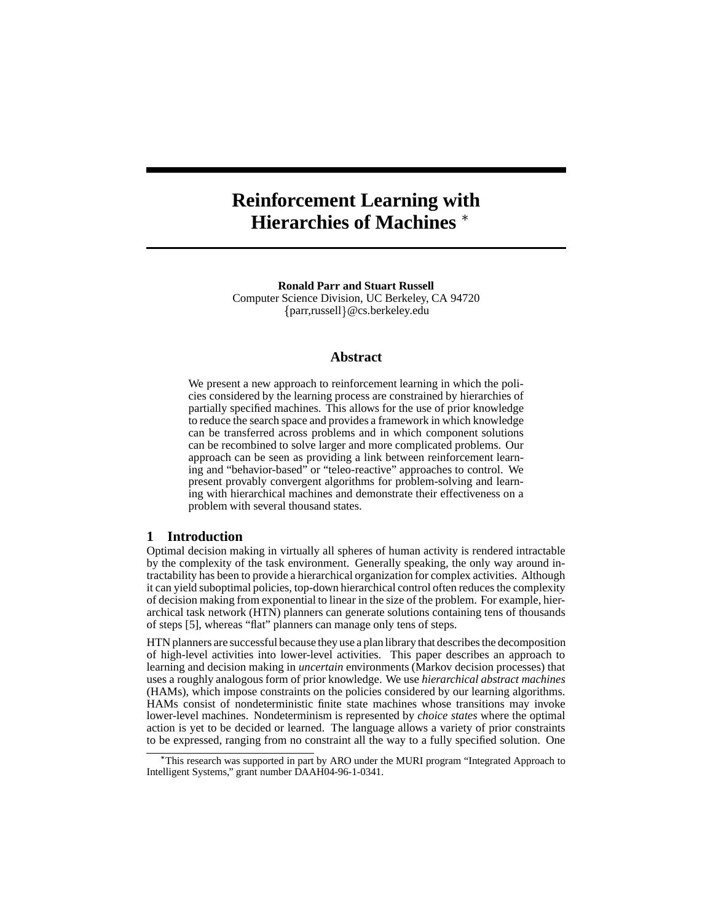# Reinforcement Learning with Hierarchies of Machines *

**Ronald Parr and Stuart Russell**
Computer Science Division, UC Berkeley, CA 94720
{parr,russell}@cs.berkeley.edu

## Abstract

We present a new approach to reinforcement learning in which the policies considered by the learning process are constrained by hierarchies of partially specified machines. This allows for the use of prior knowledge to reduce the search space and provides a framework in which knowledge can be transferred across problems and in which component solutions can be recombined to solve larger and more complicated problems. Our approach can be seen as providing a link between reinforcement learning and "behavior-based" or "teleo-reactive" approaches to control. We present provably convergent algorithms for problem-solving and learning with hierarchical machines and demonstrate their effectiveness on a problem with several thousand states.

## 1 Introduction

Optimal decision making in virtually all spheres of human activity is rendered intractable by the complexity of the task environment. Generally speaking, the only way around intractability has been to provide a hierarchical organization for complex activities. Although it can yield suboptimal policies, top-down hierarchical control often reduces the complexity of decision making from exponential to linear in the size of the problem. For example, hierarchical task network (HTN) planners can generate solutions containing tens of thousands of steps [5], whereas "flat" planners can manage only tens of steps.

HTN planners are successful because they use a plan library that describes the decomposition of high-level activities into lower-level activities. This paper describes an approach to learning and decision making in *uncertain* environments (Markov decision processes) that uses a roughly analogous form of prior knowledge. We use *hierarchical abstract machines* (HAMs), which impose constraints on the policies considered by our learning algorithms. HAMs consist of nondeterministic finite state machines whose transitions may invoke lower-level machines. Nondeterminism is represented by *choice states* where the optimal action is yet to be decided or learned. The language allows a variety of prior constraints to be expressed, ranging from no constraint all the way to a fully specified solution. One

*This research was supported in part by ARO under the MURI program "Integrated Approach to Intelligent Systems," grant number DAAH04-96-1-0341.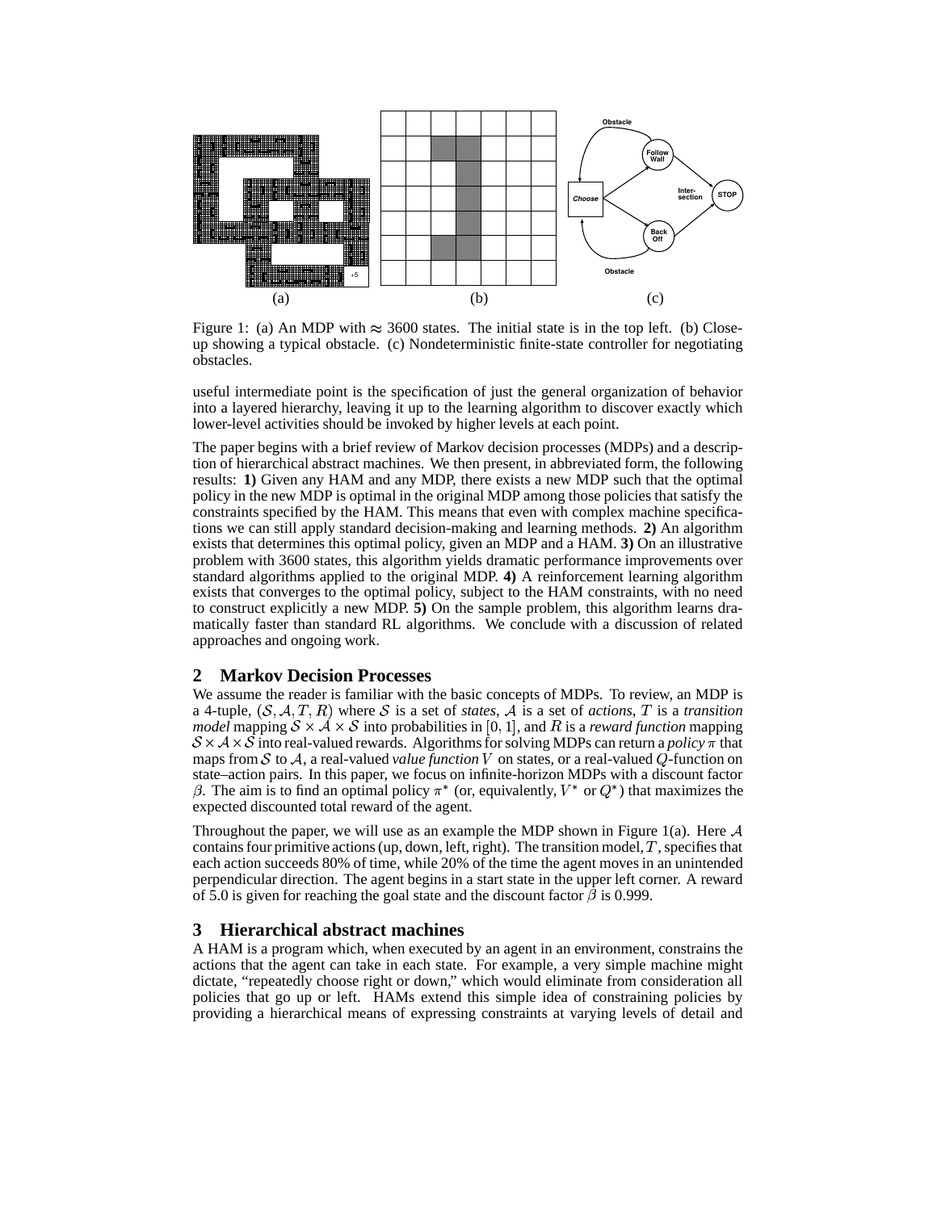Figure 1: (a) An MDP with $\approx$ 3600 states. The initial state is in the top left. (b) Close-up showing a typical obstacle. (c) Nondeterministic finite-state controller for negotiating obstacles.

useful intermediate point is the specification of just the general organization of behavior into a layered hierarchy, leaving it up to the learning algorithm to discover exactly which lower-level activities should be invoked by higher levels at each point.

The paper begins with a brief review of Markov decision processes (MDPs) and a description of hierarchical abstract machines. We then present, in abbreviated form, the following results: **1)** Given any HAM and any MDP, there exists a new MDP such that the optimal policy in the new MDP is optimal in the original MDP among those policies that satisfy the constraints specified by the HAM. This means that even with complex machine specifications we can still apply standard decision-making and learning methods. **2)** An algorithm exists that determines this optimal policy, given an MDP and a HAM. **3)** On an illustrative problem with 3600 states, this algorithm yields dramatic performance improvements over standard algorithms applied to the original MDP. **4)** A reinforcement learning algorithm exists that converges to the optimal policy, subject to the HAM constraints, with no need to construct explicitly a new MDP. **5)** On the sample problem, this algorithm learns dramatically faster than standard RL algorithms. We conclude with a discussion of related approaches and ongoing work.

## 2 Markov Decision Processes

We assume the reader is familiar with the basic concepts of MDPs. To review, an MDP is a 4-tuple, $(\mathcal{S}, \mathcal{A}, T, R)$ where $\mathcal{S}$ is a set of *states*, $\mathcal{A}$ is a set of *actions*, $T$ is a *transition model* mapping $\mathcal{S} \times \mathcal{A} \times \mathcal{S}$ into probabilities in $[0, 1]$, and $R$ is a *reward function* mapping $\mathcal{S} \times \mathcal{A} \times \mathcal{S}$ into real-valued rewards. Algorithms for solving MDPs can return a *policy* $\pi$ that maps from $\mathcal{S}$ to $\mathcal{A}$, a real-valued *value function* $V$ on states, or a real-valued $Q$-function on state–action pairs. In this paper, we focus on infinite-horizon MDPs with a discount factor $\beta$. The aim is to find an optimal policy $\pi^*$ (or, equivalently, $V^*$ or $Q^*$) that maximizes the expected discounted total reward of the agent.

Throughout the paper, we will use as an example the MDP shown in Figure 1(a). Here $\mathcal{A}$ contains four primitive actions (up, down, left, right). The transition model, $T$, specifies that each action succeeds 80% of time, while 20% of the time the agent moves in an unintended perpendicular direction. The agent begins in a start state in the upper left corner. A reward of 5.0 is given for reaching the goal state and the discount factor $\beta$ is 0.999.

## 3 Hierarchical abstract machines

A HAM is a program which, when executed by an agent in an environment, constrains the actions that the agent can take in each state. For example, a very simple machine might dictate, "repeatedly choose right or down," which would eliminate from consideration all policies that go up or left. HAMs extend this simple idea of constraining policies by providing a hierarchical means of expressing constraints at varying levels of detail and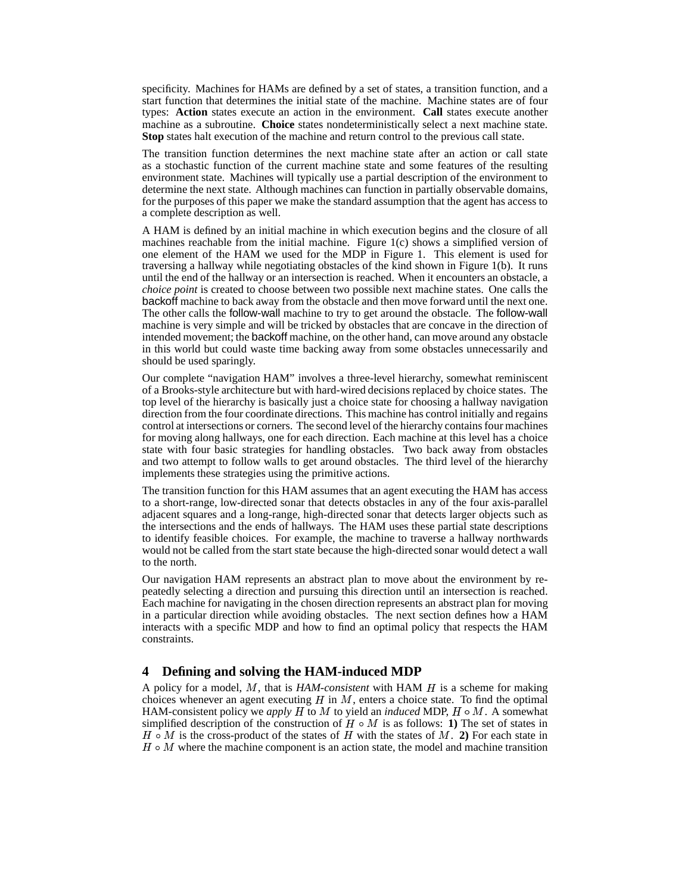specificity. Machines for HAMs are defined by a set of states, a transition function, and a start function that determines the initial state of the machine. Machine states are of four types: **Action** states execute an action in the environment. **Call** states execute another machine as a subroutine. **Choice** states nondeterministically select a next machine state. **Stop** states halt execution of the machine and return control to the previous call state.

The transition function determines the next machine state after an action or call state as a stochastic function of the current machine state and some features of the resulting environment state. Machines will typically use a partial description of the environment to determine the next state. Although machines can function in partially observable domains, for the purposes of this paper we make the standard assumption that the agent has access to a complete description as well.

A HAM is defined by an initial machine in which execution begins and the closure of all machines reachable from the initial machine. Figure 1(c) shows a simplified version of one element of the HAM we used for the MDP in Figure 1. This element is used for traversing a hallway while negotiating obstacles of the kind shown in Figure 1(b). It runs until the end of the hallway or an intersection is reached. When it encounters an obstacle, a *choice point* is created to choose between two possible next machine states. One calls the backoff machine to back away from the obstacle and then move forward until the next one. The other calls the follow-wall machine to try to get around the obstacle. The follow-wall machine is very simple and will be tricked by obstacles that are concave in the direction of intended movement; the backoff machine, on the other hand, can move around any obstacle in this world but could waste time backing away from some obstacles unnecessarily and should be used sparingly.

Our complete "navigation HAM" involves a three-level hierarchy, somewhat reminiscent of a Brooks-style architecture but with hard-wired decisions replaced by choice states. The top level of the hierarchy is basically just a choice state for choosing a hallway navigation direction from the four coordinate directions. This machine has control initially and regains control at intersections or corners. The second level of the hierarchy contains four machines for moving along hallways, one for each direction. Each machine at this level has a choice state with four basic strategies for handling obstacles. Two back away from obstacles and two attempt to follow walls to get around obstacles. The third level of the hierarchy implements these strategies using the primitive actions.

The transition function for this HAM assumes that an agent executing the HAM has access to a short-range, low-directed sonar that detects obstacles in any of the four axis-parallel adjacent squares and a long-range, high-directed sonar that detects larger objects such as the intersections and the ends of hallways. The HAM uses these partial state descriptions to identify feasible choices. For example, the machine to traverse a hallway northwards would not be called from the start state because the high-directed sonar would detect a wall to the north.

Our navigation HAM represents an abstract plan to move about the environment by repeatedly selecting a direction and pursuing this direction until an intersection is reached. Each machine for navigating in the chosen direction represents an abstract plan for moving in a particular direction while avoiding obstacles. The next section defines how a HAM interacts with a specific MDP and how to find an optimal policy that respects the HAM constraints.

## 4 Defining and solving the HAM-induced MDP

A policy for a model, $M$, that is *HAM-consistent* with HAM $H$ is a scheme for making choices whenever an agent executing $H$ in $M$, enters a choice state. To find the optimal HAM-consistent policy we *apply* $H$ to $M$ to yield an *induced* MDP, $H \circ M$. A somewhat simplified description of the construction of $H \circ M$ is as follows: **1)** The set of states in $H \circ M$ is the cross-product of the states of $H$ with the states of $M$. **2)** For each state in $H \circ M$ where the machine component is an action state, the model and machine transition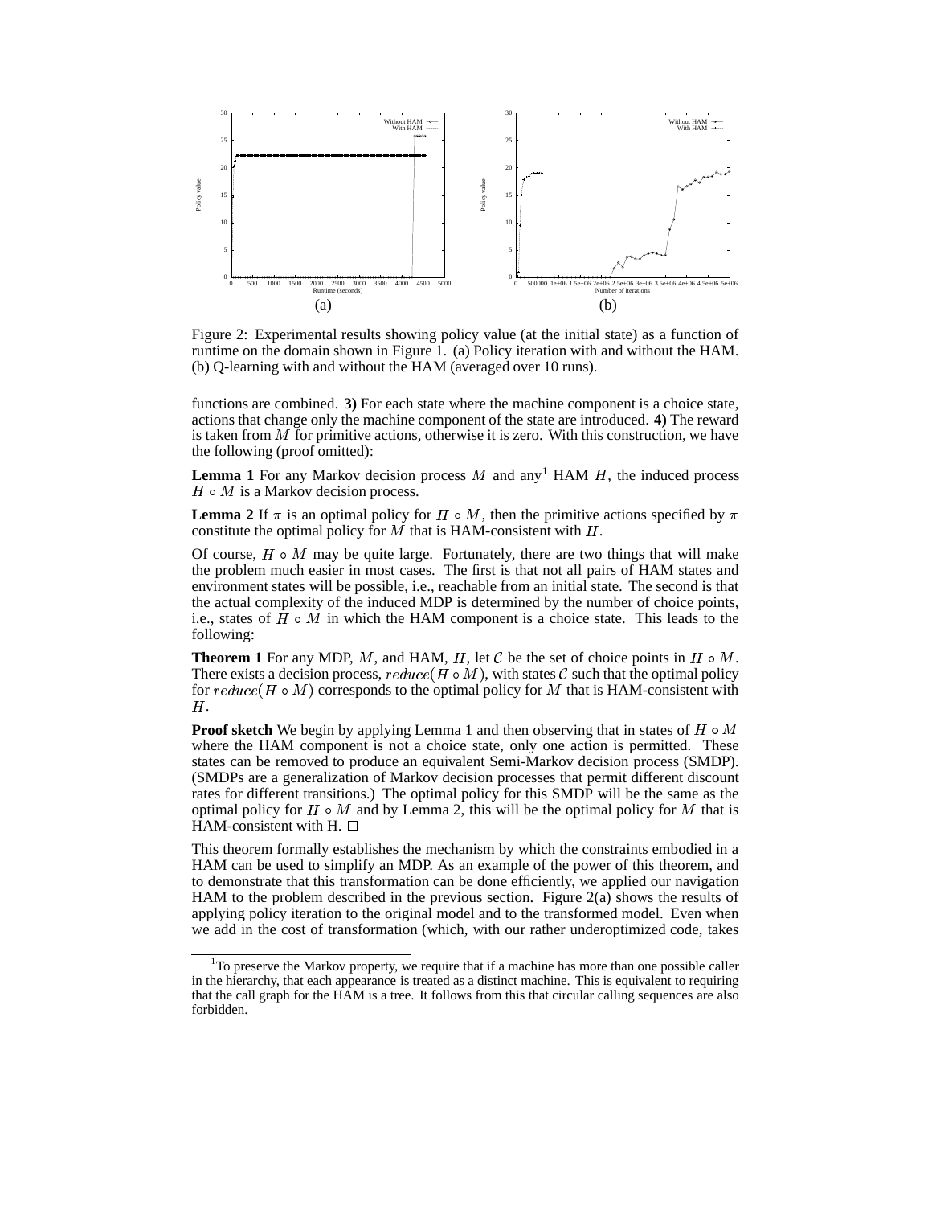Figure 2: Experimental results showing policy value (at the initial state) as a function of runtime on the domain shown in Figure 1. (a) Policy iteration with and without the HAM. (b) Q-learning with and without the HAM (averaged over 10 runs).

functions are combined. **3)** For each state where the machine component is a choice state, actions that change only the machine component of the state are introduced. **4)** The reward is taken from $M$ for primitive actions, otherwise it is zero. With this construction, we have the following (proof omitted):

**Lemma 1** For any Markov decision process $M$ and any[1] HAM $H$, the induced process $H \circ M$ is a Markov decision process.

**Lemma 2** If $\pi$ is an optimal policy for $H \circ M$, then the primitive actions specified by $\pi$ constitute the optimal policy for $M$ that is HAM-consistent with $H$.

Of course, $H \circ M$ may be quite large. Fortunately, there are two things that will make the problem much easier in most cases. The first is that not all pairs of HAM states and environment states will be possible, i.e., reachable from an initial state. The second is that the actual complexity of the induced MDP is determined by the number of choice points, i.e., states of $H \circ M$ in which the HAM component is a choice state. This leads to the following:

**Theorem 1** For any MDP, $M$, and HAM, $H$, let $\mathcal{C}$ be the set of choice points in $H \circ M$. There exists a decision process, $reduce(H \circ M)$, with states $\mathcal{C}$ such that the optimal policy for $reduce(H \circ M)$ corresponds to the optimal policy for $M$ that is HAM-consistent with $H$.

**Proof sketch** We begin by applying Lemma 1 and then observing that in states of $H \circ M$ where the HAM component is not a choice state, only one action is permitted. These states can be removed to produce an equivalent Semi-Markov decision process (SMDP). (SMDPs are a generalization of Markov decision processes that permit different discount rates for different transitions.) The optimal policy for this SMDP will be the same as the optimal policy for $H \circ M$ and by Lemma 2, this will be the optimal policy for $M$ that is HAM-consistent with H. □

This theorem formally establishes the mechanism by which the constraints embodied in a HAM can be used to simplify an MDP. As an example of the power of this theorem, and to demonstrate that this transformation can be done efficiently, we applied our navigation HAM to the problem described in the previous section. Figure 2(a) shows the results of applying policy iteration to the original model and to the transformed model. Even when we add in the cost of transformation (which, with our rather underoptimized code, takes

[1] To preserve the Markov property, we require that if a machine has more than one possible caller in the hierarchy, that each appearance is treated as a distinct machine. This is equivalent to requiring that the call graph for the HAM is a tree. It follows from this that circular calling sequences are also forbidden.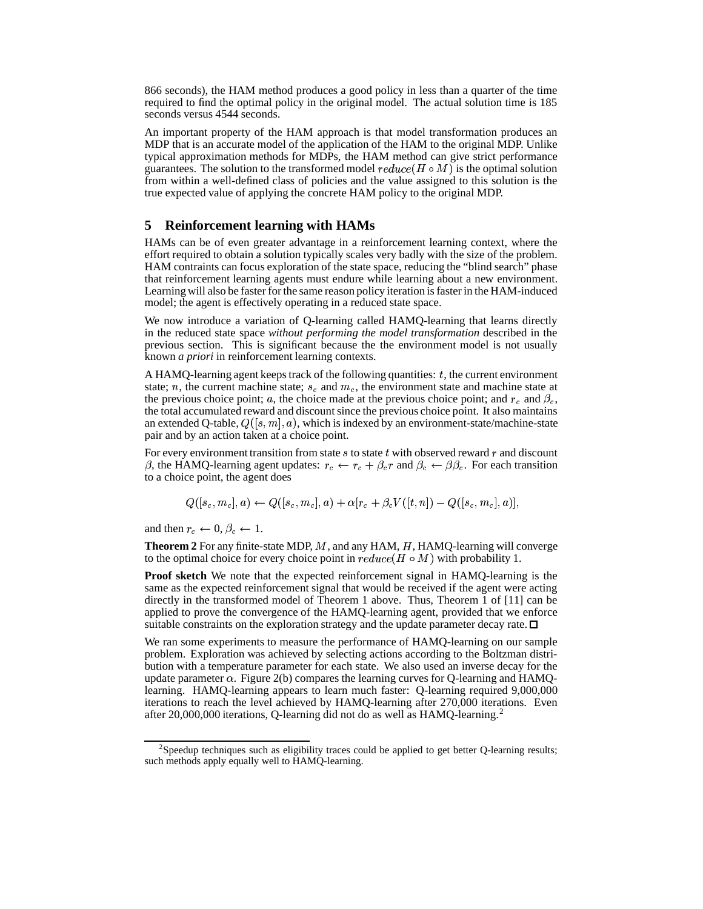866 seconds), the HAM method produces a good policy in less than a quarter of the time required to find the optimal policy in the original model. The actual solution time is 185 seconds versus 4544 seconds.

An important property of the HAM approach is that model transformation produces an MDP that is an accurate model of the application of the HAM to the original MDP. Unlike typical approximation methods for MDPs, the HAM method can give strict performance guarantees. The solution to the transformed model $reduce(H \circ M)$ is the optimal solution from within a well-defined class of policies and the value assigned to this solution is the true expected value of applying the concrete HAM policy to the original MDP.

## 5 Reinforcement learning with HAMs

HAMs can be of even greater advantage in a reinforcement learning context, where the effort required to obtain a solution typically scales very badly with the size of the problem. HAM contraints can focus exploration of the state space, reducing the "blind search" phase that reinforcement learning agents must endure while learning about a new environment. Learning will also be faster for the same reason policy iteration is faster in the HAM-induced model; the agent is effectively operating in a reduced state space.

We now introduce a variation of Q-learning called HAMQ-learning that learns directly in the reduced state space *without performing the model transformation* described in the previous section. This is significant because the the environment model is not usually known *a priori* in reinforcement learning contexts.

A HAMQ-learning agent keeps track of the following quantities: $t$, the current environment state; $n$, the current machine state; $s_c$ and $m_c$, the environment state and machine state at the previous choice point; $a$, the choice made at the previous choice point; and $r_c$ and $\beta_c$, the total accumulated reward and discount since the previous choice point. It also maintains an extended Q-table, $Q([s, m], a)$, which is indexed by an environment-state/machine-state pair and by an action taken at a choice point.

For every environment transition from state $s$ to state $t$ with observed reward $r$ and discount $\beta$, the HAMQ-learning agent updates: $r_c \leftarrow r_c + \beta_c r$ and $\beta_c \leftarrow \beta\beta_c$. For each transition to a choice point, the agent does

$$Q([s_c, m_c], a) \leftarrow Q([s_c, m_c], a) + \alpha[r_c + \beta_c V([t, n]) - Q([s_c, m_c], a)],$$

and then $r_c \leftarrow 0$, $\beta_c \leftarrow 1$.

**Theorem 2** For any finite-state MDP, $M$, and any HAM, $H$, HAMQ-learning will converge to the optimal choice for every choice point in $reduce(H \circ M)$ with probability 1.

**Proof sketch** We note that the expected reinforcement signal in HAMQ-learning is the same as the expected reinforcement signal that would be received if the agent were acting directly in the transformed model of Theorem 1 above. Thus, Theorem 1 of [11] can be applied to prove the convergence of the HAMQ-learning agent, provided that we enforce suitable constraints on the exploration strategy and the update parameter decay rate. □

We ran some experiments to measure the performance of HAMQ-learning on our sample problem. Exploration was achieved by selecting actions according to the Boltzman distribution with a temperature parameter for each state. We also used an inverse decay for the update parameter $\alpha$. Figure 2(b) compares the learning curves for Q-learning and HAMQ-learning. HAMQ-learning appears to learn much faster: Q-learning required 9,000,000 iterations to reach the level achieved by HAMQ-learning after 270,000 iterations. Even after 20,000,000 iterations, Q-learning did not do as well as HAMQ-learning.[2]

[2]Speedup techniques such as eligibility traces could be applied to get better Q-learning results; such methods apply equally well to HAMQ-learning.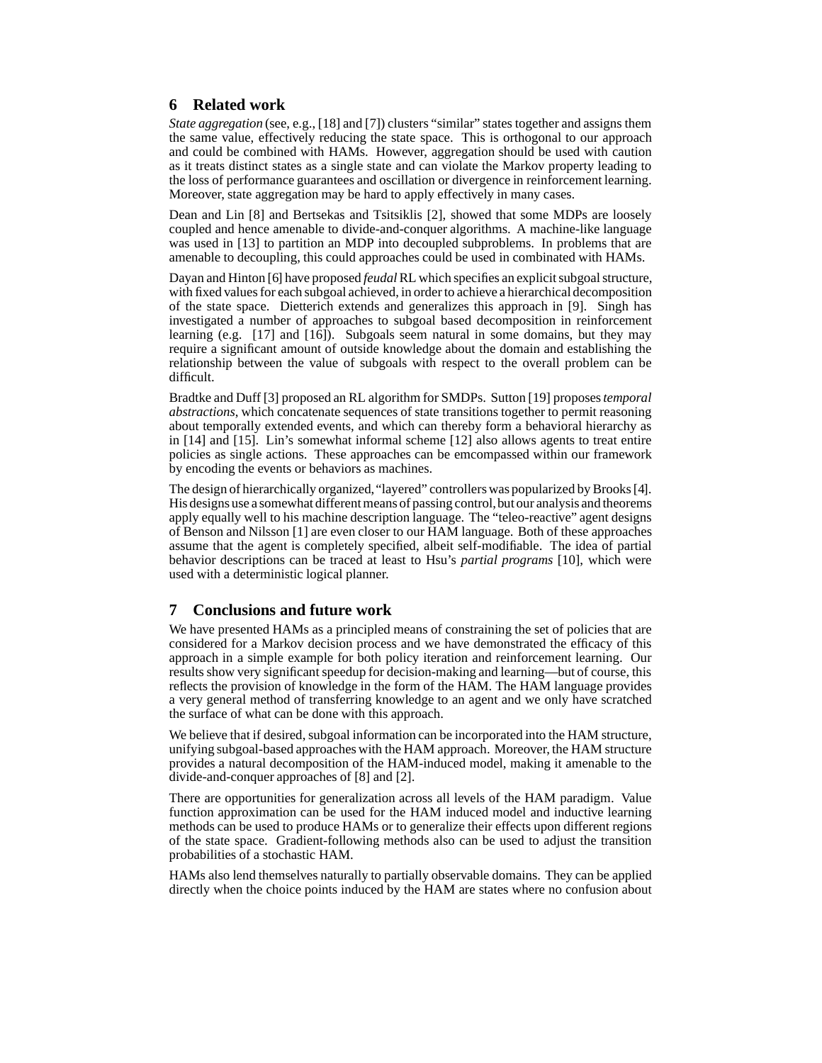## 6 Related work

*State aggregation* (see, e.g., [18] and [7]) clusters "similar" states together and assigns them the same value, effectively reducing the state space. This is orthogonal to our approach and could be combined with HAMs. However, aggregation should be used with caution as it treats distinct states as a single state and can violate the Markov property leading to the loss of performance guarantees and oscillation or divergence in reinforcement learning. Moreover, state aggregation may be hard to apply effectively in many cases.

Dean and Lin [8] and Bertsekas and Tsitsiklis [2], showed that some MDPs are loosely coupled and hence amenable to divide-and-conquer algorithms. A machine-like language was used in [13] to partition an MDP into decoupled subproblems. In problems that are amenable to decoupling, this could approaches could be used in combinated with HAMs.

Dayan and Hinton [6] have proposed *feudal* RL which specifies an explicit subgoal structure, with fixed values for each subgoal achieved, in order to achieve a hierarchical decomposition of the state space. Dietterich extends and generalizes this approach in [9]. Singh has investigated a number of approaches to subgoal based decomposition in reinforcement learning (e.g. [17] and [16]). Subgoals seem natural in some domains, but they may require a significant amount of outside knowledge about the domain and establishing the relationship between the value of subgoals with respect to the overall problem can be difficult.

Bradtke and Duff [3] proposed an RL algorithm for SMDPs. Sutton [19] proposes *temporal abstractions*, which concatenate sequences of state transitions together to permit reasoning about temporally extended events, and which can thereby form a behavioral hierarchy as in [14] and [15]. Lin's somewhat informal scheme [12] also allows agents to treat entire policies as single actions. These approaches can be emcompassed within our framework by encoding the events or behaviors as machines.

The design of hierarchically organized, "layered" controllers was popularized by Brooks [4]. His designs use a somewhat different means of passing control, but our analysis and theorems apply equally well to his machine description language. The "teleo-reactive" agent designs of Benson and Nilsson [1] are even closer to our HAM language. Both of these approaches assume that the agent is completely specified, albeit self-modifiable. The idea of partial behavior descriptions can be traced at least to Hsu's *partial programs* [10], which were used with a deterministic logical planner.

## 7 Conclusions and future work

We have presented HAMs as a principled means of constraining the set of policies that are considered for a Markov decision process and we have demonstrated the efficacy of this approach in a simple example for both policy iteration and reinforcement learning. Our results show very significant speedup for decision-making and learning—but of course, this reflects the provision of knowledge in the form of the HAM. The HAM language provides a very general method of transferring knowledge to an agent and we only have scratched the surface of what can be done with this approach.

We believe that if desired, subgoal information can be incorporated into the HAM structure, unifying subgoal-based approaches with the HAM approach. Moreover, the HAM structure provides a natural decomposition of the HAM-induced model, making it amenable to the divide-and-conquer approaches of [8] and [2].

There are opportunities for generalization across all levels of the HAM paradigm. Value function approximation can be used for the HAM induced model and inductive learning methods can be used to produce HAMs or to generalize their effects upon different regions of the state space. Gradient-following methods also can be used to adjust the transition probabilities of a stochastic HAM.

HAMs also lend themselves naturally to partially observable domains. They can be applied directly when the choice points induced by the HAM are states where no confusion about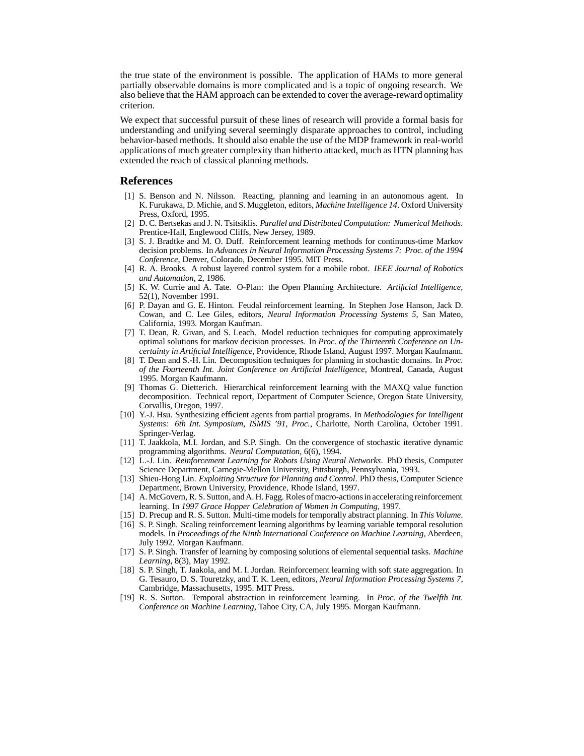the true state of the environment is possible. The application of HAMs to more general partially observable domains is more complicated and is a topic of ongoing research. We also believe that the HAM approach can be extended to cover the average-reward optimality criterion.

We expect that successful pursuit of these lines of research will provide a formal basis for understanding and unifying several seemingly disparate approaches to control, including behavior-based methods. It should also enable the use of the MDP framework in real-world applications of much greater complexity than hitherto attacked, much as HTN planning has extended the reach of classical planning methods.

## References

[1] S. Benson and N. Nilsson. Reacting, planning and learning in an autonomous agent. In K. Furukawa, D. Michie, and S. Muggleton, editors, *Machine Intelligence 14*. Oxford University Press, Oxford, 1995.

[2] D. C. Bertsekas and J. N. Tsitsiklis. *Parallel and Distributed Computation: Numerical Methods*. Prentice-Hall, Englewood Cliffs, New Jersey, 1989.

[3] S. J. Bradtke and M. O. Duff. Reinforcement learning methods for continuous-time Markov decision problems. In *Advances in Neural Information Processing Systems 7: Proc. of the 1994 Conference*, Denver, Colorado, December 1995. MIT Press.

[4] R. A. Brooks. A robust layered control system for a mobile robot. *IEEE Journal of Robotics and Automation*, 2, 1986.

[5] K. W. Currie and A. Tate. O-Plan: the Open Planning Architecture. *Artificial Intelligence*, 52(1), November 1991.

[6] P. Dayan and G. E. Hinton. Feudal reinforcement learning. In Stephen Jose Hanson, Jack D. Cowan, and C. Lee Giles, editors, *Neural Information Processing Systems 5*, San Mateo, California, 1993. Morgan Kaufman.

[7] T. Dean, R. Givan, and S. Leach. Model reduction techniques for computing approximately optimal solutions for markov decision processes. In *Proc. of the Thirteenth Conference on Uncertainty in Artificial Intelligence*, Providence, Rhode Island, August 1997. Morgan Kaufmann.

[8] T. Dean and S.-H. Lin. Decomposition techniques for planning in stochastic domains. In *Proc. of the Fourteenth Int. Joint Conference on Artificial Intelligence*, Montreal, Canada, August 1995. Morgan Kaufmann.

[9] Thomas G. Dietterich. Hierarchical reinforcement learning with the MAXQ value function decomposition. Technical report, Department of Computer Science, Oregon State University, Corvallis, Oregon, 1997.

[10] Y.-J. Hsu. Synthesizing efficient agents from partial programs. In *Methodologies for Intelligent Systems: 6th Int. Symposium, ISMIS '91, Proc.*, Charlotte, North Carolina, October 1991. Springer-Verlag.

[11] T. Jaakkola, M.I. Jordan, and S.P. Singh. On the convergence of stochastic iterative dynamic programming algorithms. *Neural Computation*, 6(6), 1994.

[12] L.-J. Lin. *Reinforcement Learning for Robots Using Neural Networks*. PhD thesis, Computer Science Department, Carnegie-Mellon University, Pittsburgh, Pennsylvania, 1993.

[13] Shieu-Hong Lin. *Exploiting Structure for Planning and Control*. PhD thesis, Computer Science Department, Brown University, Providence, Rhode Island, 1997.

[14] A. McGovern, R. S. Sutton, and A. H. Fagg. Roles of macro-actions in accelerating reinforcement learning. In *1997 Grace Hopper Celebration of Women in Computing*, 1997.

[15] D. Precup and R. S. Sutton. Multi-time models for temporally abstract planning. In *This Volume*.

[16] S. P. Singh. Scaling reinforcement learning algorithms by learning variable temporal resolution models. In *Proceedings of the Ninth International Conference on Machine Learning*, Aberdeen, July 1992. Morgan Kaufmann.

[17] S. P. Singh. Transfer of learning by composing solutions of elemental sequential tasks. *Machine Learning*, 8(3), May 1992.

[18] S. P. Singh, T. Jaakola, and M. I. Jordan. Reinforcement learning with soft state aggregation. In G. Tesauro, D. S. Touretzky, and T. K. Leen, editors, *Neural Information Processing Systems 7*, Cambridge, Massachusetts, 1995. MIT Press.

[19] R. S. Sutton. Temporal abstraction in reinforcement learning. In *Proc. of the Twelfth Int. Conference on Machine Learning*, Tahoe City, CA, July 1995. Morgan Kaufmann.